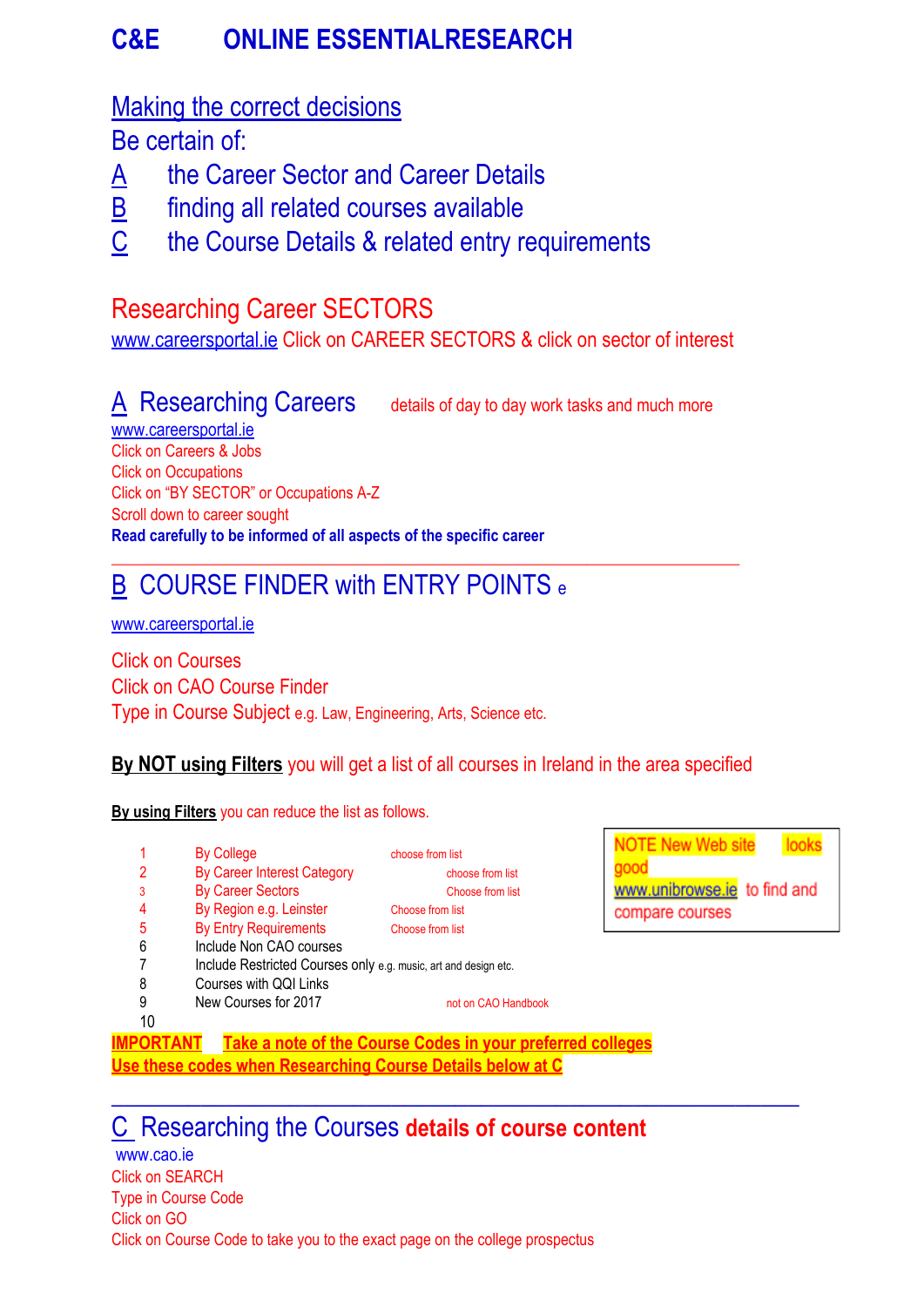# C&E ONLINE ESSENTIALRESEARCH

## Making the correct decisions

Be certain of:

A the Career Sector and Career Details

B finding all related courses available

C the Course Details & related entry requirements

## Researching Career SECTORS

www.careersportal.ie Click on CAREER SECTORS & click on sector of interest

## A Researching Careers

details of day to day work tasks and much more

www.careersportal.ie

Click on Careers & Jobs

Click on Occupations

Click on "BY SECTOR" or Occupations A-Z

Scroll down to career sought

**Read carefully to be informed of all aspects of the specific career**

---

## B COURSE FINDER with ENTRY POINTS e

www.careersportal.ie

Click on Courses

Click on CAO Course Finder

Type in Course Subject e.g. Law, Engineering, Arts, Science etc.

**By NOT using Filters** you will get a list of all courses in Ireland in the area specified

**By using Filters** you can reduce the list as follows.

1. By College — choose from list
2. By Career Interest Category — choose from list
3. By Career Sectors — Choose from list
4. By Region e.g. Leinster — Choose from list
5. By Entry Requirements — Choose from list
6. Include Non CAO courses
7. Include Restricted Courses only e.g. music, art and design etc.
8. Courses with QQI Links
9. New Courses for 2017 — not on CAO Handbook
10.

> NOTE New Web site looks good
> www.unibrowse.ie to find and compare courses

**IMPORTANT Take a note of the Course Codes in your preferred colleges**
**Use these codes when Researching Course Details below at C**

---

## C Researching the Courses **details of course content**

www.cao.ie

Click on SEARCH

Type in Course Code

Click on GO

Click on Course Code to take you to the exact page on the college prospectus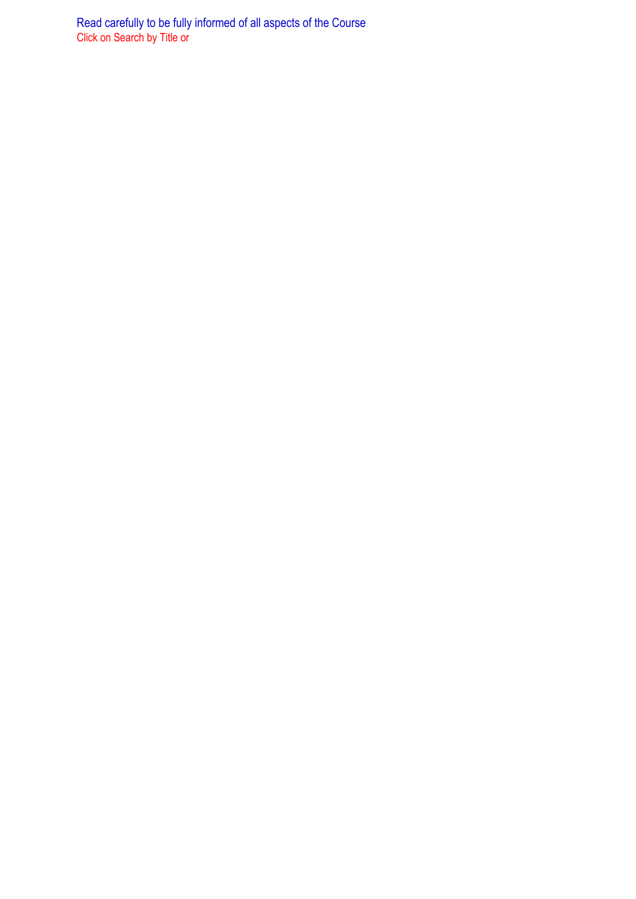Read carefully to be fully informed of all aspects of the Course

Click on Search by Title or